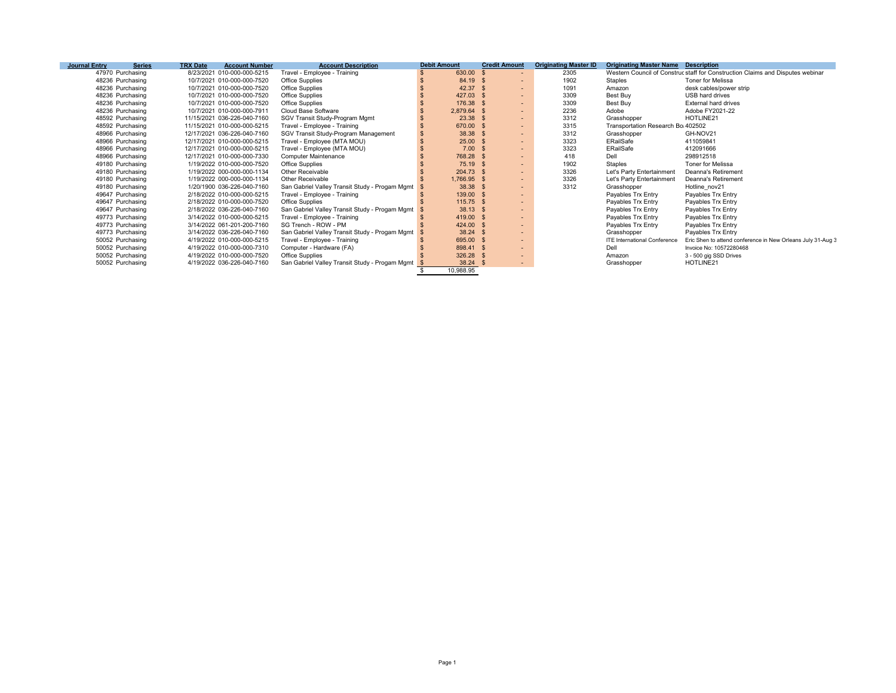| Journal Entry | Series | TRX Date | Account Number | Account Description | Debit Amount | Credit Amount | Originating Master ID | Originating Master Name | Description |
|---|---|---|---|---|---|---|---|---|---|
| 47970 | Purchasing | 8/23/2021 | 010-000-000-5215 | Travel - Employee - Training | $ 630.00 | $ - | 2305 | Western Council of Construc | staff for Construction Claims and Disputes webinar |
| 48236 | Purchasing | 10/7/2021 | 010-000-000-7520 | Office Supplies | $ 84.19 | $ - | 1902 | Staples | Toner for Melissa |
| 48236 | Purchasing | 10/7/2021 | 010-000-000-7520 | Office Supplies | $ 42.37 | $ - | 1091 | Amazon | desk cables/power strip |
| 48236 | Purchasing | 10/7/2021 | 010-000-000-7520 | Office Supplies | $ 427.03 | $ - | 3309 | Best Buy | USB hard drives |
| 48236 | Purchasing | 10/7/2021 | 010-000-000-7520 | Office Supplies | $ 176.38 | $ - | 3309 | Best Buy | External hard drives |
| 48236 | Purchasing | 10/7/2021 | 010-000-000-7911 | Cloud Base Software | $ 2,879.64 | $ - | 2236 | Adobe | Adobe FY2021-22 |
| 48592 | Purchasing | 11/15/2021 | 036-226-040-7160 | SGV Transit Study-Program Mgmt | $ 23.38 | $ - | 3312 | Grasshopper | HOTLINE21 |
| 48592 | Purchasing | 11/15/2021 | 010-000-000-5215 | Travel - Employee - Training | $ 670.00 | $ - | 3315 | Transportation Research Bo | 402502 |
| 48966 | Purchasing | 12/17/2021 | 036-226-040-7160 | SGV Transit Study-Program Management | $ 38.38 | $ - | 3312 | Grasshopper | GH-NOV21 |
| 48966 | Purchasing | 12/17/2021 | 010-000-000-5215 | Travel - Employee (MTA MOU) | $ 25.00 | $ - | 3323 | ERailSafe | 411059841 |
| 48966 | Purchasing | 12/17/2021 | 010-000-000-5215 | Travel - Employee (MTA MOU) | $ 7.00 | $ - | 3323 | ERailSafe | 412091666 |
| 48966 | Purchasing | 12/17/2021 | 010-000-000-7330 | Computer Maintenance | $ 768.28 | $ - | 418 | Dell | 298912518 |
| 49180 | Purchasing | 1/19/2022 | 010-000-000-7520 | Office Supplies | $ 75.19 | $ - | 1902 | Staples | Toner for Melissa |
| 49180 | Purchasing | 1/19/2022 | 000-000-000-1134 | Other Receivable | $ 204.73 | $ - | 3326 | Let's Party Entertainment | Deanna's Retirement |
| 49180 | Purchasing | 1/19/2022 | 000-000-000-1134 | Other Receivable | $ 1,766.95 | $ - | 3326 | Let's Party Entertainment | Deanna's Retirement |
| 49180 | Purchasing | 1/20/1900 | 036-226-040-7160 | San Gabriel Valley Transit Study - Progam Mgmt | $ 38.38 | $ - | 3312 | Grasshopper | Hotline_nov21 |
| 49647 | Purchasing | 2/18/2022 | 010-000-000-5215 | Travel - Employee - Training | $ 139.00 | $ - | | Payables Trx Entry | Payables Trx Entry |
| 49647 | Purchasing | 2/18/2022 | 010-000-000-7520 | Office Supplies | $ 115.75 | $ - | | Payables Trx Entry | Payables Trx Entry |
| 49647 | Purchasing | 2/18/2022 | 036-226-040-7160 | San Gabriel Valley Transit Study - Progam Mgmt | $ 38.13 | $ - | | Payables Trx Entry | Payables Trx Entry |
| 49773 | Purchasing | 3/14/2022 | 010-000-000-5215 | Travel - Employee - Training | $ 419.00 | $ - | | Payables Trx Entry | Payables Trx Entry |
| 49773 | Purchasing | 3/14/2022 | 061-201-200-7160 | SG Trench - ROW - PM | $ 424.00 | $ - | | Payables Trx Entry | Payables Trx Entry |
| 49773 | Purchasing | 3/14/2022 | 036-226-040-7160 | San Gabriel Valley Transit Study - Progam Mgmt | $ 38.24 | $ - | | Grasshopper | Payables Trx Entry |
| 50052 | Purchasing | 4/19/2022 | 010-000-000-5215 | Travel - Employee - Training | $ 695.00 | $ - | | ITE International Conference | Eric Shen to attend conference in New Orleans July 31-Aug 3 |
| 50052 | Purchasing | 4/19/2022 | 010-000-000-7310 | Computer - Hardware (FA) | $ 898.41 | $ - | | Dell | Invoice No: 10572280468 |
| 50052 | Purchasing | 4/19/2022 | 010-000-000-7520 | Office Supplies | $ 326.28 | $ - | | Amazon | 3 - 500 gig SSD Drives |
| 50052 | Purchasing | 4/19/2022 | 036-226-040-7160 | San Gabriel Valley Transit Study - Progam Mgmt | $ 38.24 | $ - | | Grasshopper | HOTLINE21 |
| | | | | | $ 10,988.95 | | | | |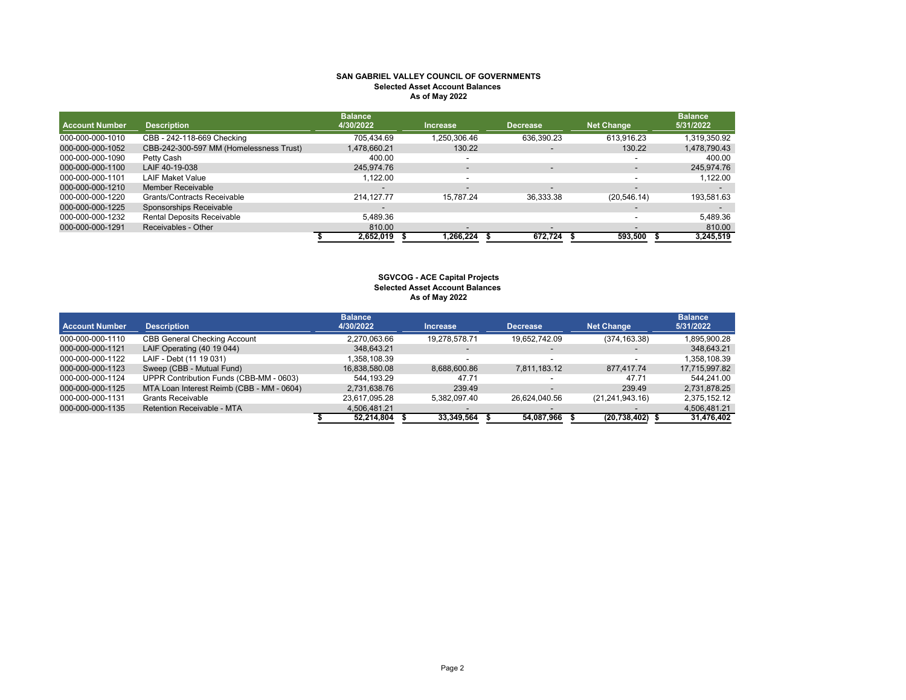**SAN GABRIEL VALLEY COUNCIL OF GOVERNMENTS**
**Selected Asset Account Balances**
**As of May 2022**

| Account Number | Description | Balance 4/30/2022 | Increase | Decrease | Net Change | Balance 5/31/2022 |
|---|---|---|---|---|---|---|
| 000-000-000-1010 | CBB - 242-118-669 Checking | 705,434.69 | 1,250,306.46 | 636,390.23 | 613,916.23 | 1,319,350.92 |
| 000-000-000-1052 | CBB-242-300-597 MM (Homelessness Trust) | 1,478,660.21 | 130.22 | - | 130.22 | 1,478,790.43 |
| 000-000-000-1090 | Petty Cash | 400.00 | - | | - | 400.00 |
| 000-000-000-1100 | LAIF 40-19-038 | 245,974.76 | - | - | - | 245,974.76 |
| 000-000-000-1101 | LAIF Maket Value | 1,122.00 | - | | - | 1,122.00 |
| 000-000-000-1210 | Member Receivable | - | - | - | - | - |
| 000-000-000-1220 | Grants/Contracts Receivable | 214,127.77 | 15,787.24 | 36,333.38 | (20,546.14) | 193,581.63 |
| 000-000-000-1225 | Sponsorships Receivable | - | | | - | - |
| 000-000-000-1232 | Rental Deposits Receivable | 5,489.36 | | | - | 5,489.36 |
| 000-000-000-1291 | Receivables - Other | 810.00 | - | - | - | 810.00 |
| | | $ 2,652,019 | $ 1,266,224 | $ 672,724 | $ 593,500 | $ 3,245,519 |

**SGVCOG - ACE Capital Projects**
**Selected Asset Account Balances**
**As of May 2022**

| Account Number | Description | Balance 4/30/2022 | Increase | Decrease | Net Change | Balance 5/31/2022 |
|---|---|---|---|---|---|---|
| 000-000-000-1110 | CBB General Checking Account | 2,270,063.66 | 19,278,578.71 | 19,652,742.09 | (374,163.38) | 1,895,900.28 |
| 000-000-000-1121 | LAIF Operating (40 19 044) | 348,643.21 | - | - | - | 348,643.21 |
| 000-000-000-1122 | LAIF - Debt (11 19 031) | 1,358,108.39 | - | - | - | 1,358,108.39 |
| 000-000-000-1123 | Sweep (CBB - Mutual Fund) | 16,838,580.08 | 8,688,600.86 | 7,811,183.12 | 877,417.74 | 17,715,997.82 |
| 000-000-000-1124 | UPPR Contribution Funds (CBB-MM - 0603) | 544,193.29 | 47.71 | - | 47.71 | 544,241.00 |
| 000-000-000-1125 | MTA Loan Interest Reimb (CBB - MM - 0604) | 2,731,638.76 | 239.49 | - | 239.49 | 2,731,878.25 |
| 000-000-000-1131 | Grants Receivable | 23,617,095.28 | 5,382,097.40 | 26,624,040.56 | (21,241,943.16) | 2,375,152.12 |
| 000-000-000-1135 | Retention Receivable - MTA | 4,506,481.21 | - | - | - | 4,506,481.21 |
| | | $ 52,214,804 | $ 33,349,564 | $ 54,087,966 | $ (20,738,402) | $ 31,476,402 |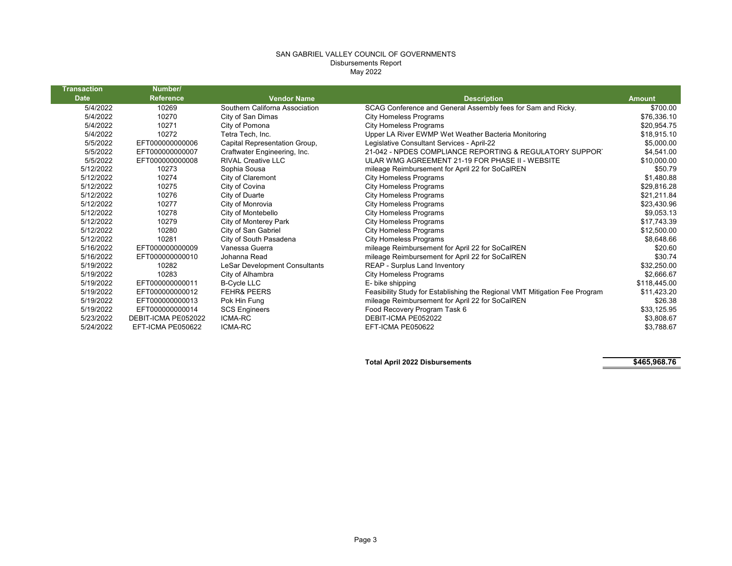SAN GABRIEL VALLEY COUNCIL OF GOVERNMENTS
Disbursements Report
May 2022

| Transaction Date | Number/ Reference | Vendor Name | Description | Amount |
|---|---|---|---|---|
| 5/4/2022 | 10269 | Southern Californa Association | SCAG Conference and General Assembly fees for Sam and Ricky. | $700.00 |
| 5/4/2022 | 10270 | City of San Dimas | City Homeless Programs | $76,336.10 |
| 5/4/2022 | 10271 | City of Pomona | City Homeless Programs | $20,954.75 |
| 5/4/2022 | 10272 | Tetra Tech, Inc. | Upper LA River EWMP Wet Weather Bacteria Monitoring | $18,915.10 |
| 5/5/2022 | EFT000000000006 | Capital Representation Group, | Legislative Consultant Services - April-22 | $5,000.00 |
| 5/5/2022 | EFT000000000007 | Craftwater Engineering, Inc. | 21-042 - NPDES COMPLIANCE REPORTING & REGULATORY SUPPOR | $4,541.00 |
| 5/5/2022 | EFT000000000008 | RIVAL Creative LLC | ULAR WMG AGREEMENT 21-19 FOR PHASE II - WEBSITE | $10,000.00 |
| 5/12/2022 | 10273 | Sophia Sousa | mileage Reimbursement for April 22 for SoCalREN | $50.79 |
| 5/12/2022 | 10274 | City of Claremont | City Homeless Programs | $1,480.88 |
| 5/12/2022 | 10275 | City of Covina | City Homeless Programs | $29,816.28 |
| 5/12/2022 | 10276 | City of Duarte | City Homeless Programs | $21,211.84 |
| 5/12/2022 | 10277 | City of Monrovia | City Homeless Programs | $23,430.96 |
| 5/12/2022 | 10278 | City of Montebello | City Homeless Programs | $9,053.13 |
| 5/12/2022 | 10279 | City of Monterey Park | City Homeless Programs | $17,743.39 |
| 5/12/2022 | 10280 | City of San Gabriel | City Homeless Programs | $12,500.00 |
| 5/12/2022 | 10281 | City of South Pasadena | City Homeless Programs | $8,648.66 |
| 5/16/2022 | EFT000000000009 | Vanessa Guerra | mileage Reimbursement for April 22 for SoCalREN | $20.60 |
| 5/16/2022 | EFT000000000010 | Johanna Read | mileage Reimbursement for April 22 for SoCalREN | $30.74 |
| 5/19/2022 | 10282 | LeSar Development Consultants | REAP - Surplus Land Inventory | $32,250.00 |
| 5/19/2022 | 10283 | City of Alhambra | City Homeless Programs | $2,666.67 |
| 5/19/2022 | EFT000000000011 | B-Cycle LLC | E- bike shipping | $118,445.00 |
| 5/19/2022 | EFT000000000012 | FEHR& PEERS | Feasibility Study for Establishing the Regional VMT Mitigation Fee Program | $11,423.20 |
| 5/19/2022 | EFT000000000013 | Pok Hin Fung | mileage Reimbursement for April 22 for SoCalREN | $26.38 |
| 5/19/2022 | EFT000000000014 | SCS Engineers | Food Recovery Program Task 6 | $33,125.95 |
| 5/23/2022 | DEBIT-ICMA PE052022 | ICMA-RC | DEBIT-ICMA PE052022 | $3,808.67 |
| 5/24/2022 | EFT-ICMA PE050622 | ICMA-RC | EFT-ICMA PE050622 | $3,788.67 |
| | | | **Total April 2022 Disbursements** | **$465,968.76** |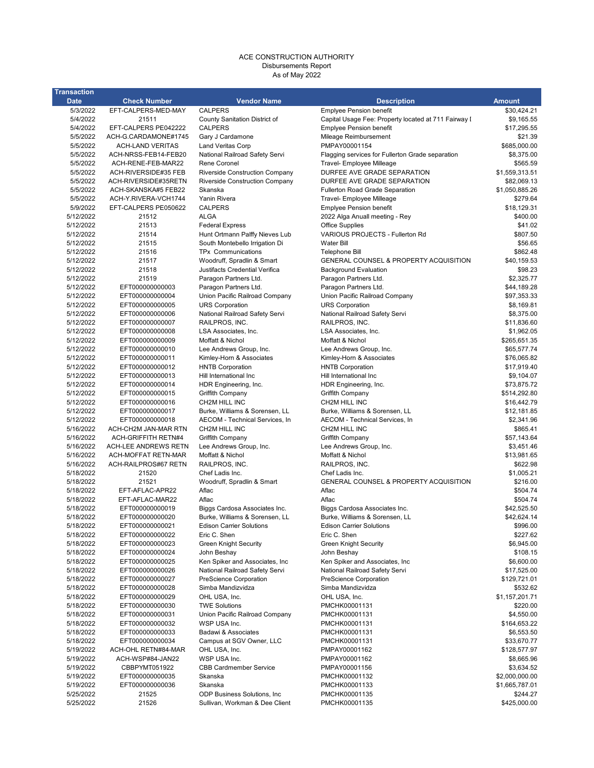ACE CONSTRUCTION AUTHORITY
Disbursements Report
As of May 2022

| Transaction Date | Check Number | Vendor Name | Description | Amount |
|---|---|---|---|---|
| 5/3/2022 | EFT-CALPERS-MED-MAY | CALPERS | Emplyee Pension benefit | $30,424.21 |
| 5/4/2022 | 21511 | County Sanitation District of | Capital Usage Fee: Property located at 711 Fairway I | $9,165.55 |
| 5/4/2022 | EFT-CALPERS PE042222 | CALPERS | Emplyee Pension benefit | $17,295.55 |
| 5/5/2022 | ACH-G.CARDAMONE#1745 | Gary J Cardamone | Mileage Reimbursement | $21.39 |
| 5/5/2022 | ACH-LAND VERITAS | Land Veritas Corp | PMPAY00001154 | $685,000.00 |
| 5/5/2022 | ACH-NRSS-FEB14-FEB20 | National Railroad Safety Servi | Flagging services for Fullerton Grade separation | $8,375.00 |
| 5/5/2022 | ACH-RENE-FEB-MAR22 | Rene Coronel | Travel- Employee Milleage | $565.59 |
| 5/5/2022 | ACH-RIVERSIDE#35 FEB | Riverside Construction Company | DURFEE AVE GRADE SEPARATION | $1,559,313.51 |
| 5/5/2022 | ACH-RIVERSIDE#35RETN | Riverside Construction Company | DURFEE AVE GRADE SEPARATION | $82,069.13 |
| 5/5/2022 | ACH-SKANSKA#5 FEB22 | Skanska | Fullerton Road Grade Separation | $1,050,885.26 |
| 5/5/2022 | ACH-Y.RIVERA-VCH1744 | Yanin Rivera | Travel- Employee Milleage | $279.64 |
| 5/9/2022 | EFT-CALPERS PE050622 | CALPERS | Emplyee Pension benefit | $18,129.31 |
| 5/12/2022 | 21512 | ALGA | 2022 Alga Anuall meeting - Rey | $400.00 |
| 5/12/2022 | 21513 | Federal Express | Office Supplies | $41.02 |
| 5/12/2022 | 21514 | Hunt Ortmann Palffy Nieves Lub | VARIOUS PROJECTS - Fullerton Rd | $807.50 |
| 5/12/2022 | 21515 | South Montebello Irrigation Di | Water Bill | $56.65 |
| 5/12/2022 | 21516 | TPx Communications | Telephone Bill | $862.48 |
| 5/12/2022 | 21517 | Woodruff, Spradlin & Smart | GENERAL COUNSEL & PROPERTY ACQUISITION | $40,159.53 |
| 5/12/2022 | 21518 | Justifacts Credential Verifica | Background Evaluation | $98.23 |
| 5/12/2022 | 21519 | Paragon Partners Ltd. | Paragon Partners Ltd. | $2,325.77 |
| 5/12/2022 | EFT000000000003 | Paragon Partners Ltd. | Paragon Partners Ltd. | $44,189.28 |
| 5/12/2022 | EFT000000000004 | Union Pacific Railroad Company | Union Pacific Railroad Company | $97,353.33 |
| 5/12/2022 | EFT000000000005 | URS Corporation | URS Corporation | $8,169.81 |
| 5/12/2022 | EFT000000000006 | National Railroad Safety Servi | National Railroad Safety Servi | $8,375.00 |
| 5/12/2022 | EFT000000000007 | RAILPROS, INC. | RAILPROS, INC. | $11,836.60 |
| 5/12/2022 | EFT000000000008 | LSA Associates, Inc. | LSA Associates, Inc. | $1,962.05 |
| 5/12/2022 | EFT000000000009 | Moffatt & Nichol | Moffatt & Nichol | $265,651.35 |
| 5/12/2022 | EFT000000000010 | Lee Andrews Group, Inc. | Lee Andrews Group, Inc. | $65,577.74 |
| 5/12/2022 | EFT000000000011 | Kimley-Horn & Associates | Kimley-Horn & Associates | $76,065.82 |
| 5/12/2022 | EFT000000000012 | HNTB Corporation | HNTB Corporation | $17,919.40 |
| 5/12/2022 | EFT000000000013 | Hill International Inc | Hill International Inc | $9,104.07 |
| 5/12/2022 | EFT000000000014 | HDR Engineering, Inc. | HDR Engineering, Inc. | $73,875.72 |
| 5/12/2022 | EFT000000000015 | Griffith Company | Griffith Company | $514,292.80 |
| 5/12/2022 | EFT000000000016 | CH2M HILL INC | CH2M HILL INC | $16,442.79 |
| 5/12/2022 | EFT000000000017 | Burke, Williams & Sorensen, LL | Burke, Williams & Sorensen, LL | $12,181.85 |
| 5/12/2022 | EFT000000000018 | AECOM - Technical Services, In | AECOM - Technical Services, In | $2,341.96 |
| 5/16/2022 | ACH-CH2M JAN-MAR RTN | CH2M HILL INC | CH2M HILL INC | $865.41 |
| 5/16/2022 | ACH-GRIFFITH RETN#4 | Griffith Company | Griffith Company | $57,143.64 |
| 5/16/2022 | ACH-LEE ANDREWS RETN | Lee Andrews Group, Inc. | Lee Andrews Group, Inc. | $3,451.46 |
| 5/16/2022 | ACH-MOFFAT RETN-MAR | Moffatt & Nichol | Moffatt & Nichol | $13,981.65 |
| 5/16/2022 | ACH-RAILPROS#67 RETN | RAILPROS, INC. | RAILPROS, INC. | $622.98 |
| 5/18/2022 | 21520 | Chef Ladis Inc. | Chef Ladis Inc. | $1,005.21 |
| 5/18/2022 | 21521 | Woodruff, Spradlin & Smart | GENERAL COUNSEL & PROPERTY ACQUISITION | $216.00 |
| 5/18/2022 | EFT-AFLAC-APR22 | Aflac | Aflac | $504.74 |
| 5/18/2022 | EFT-AFLAC-MAR22 | Aflac | Aflac | $504.74 |
| 5/18/2022 | EFT000000000019 | Biggs Cardosa Associates Inc. | Biggs Cardosa Associates Inc. | $42,525.50 |
| 5/18/2022 | EFT000000000020 | Burke, Williams & Sorensen, LL | Burke, Williams & Sorensen, LL | $42,624.14 |
| 5/18/2022 | EFT000000000021 | Edison Carrier Solutions | Edison Carrier Solutions | $996.00 |
| 5/18/2022 | EFT000000000022 | Eric C. Shen | Eric C. Shen | $227.62 |
| 5/18/2022 | EFT000000000023 | Green Knight Security | Green Knight Security | $6,945.00 |
| 5/18/2022 | EFT000000000024 | John Beshay | John Beshay | $108.15 |
| 5/18/2022 | EFT000000000025 | Ken Spiker and Associates, Inc | Ken Spiker and Associates, Inc | $6,600.00 |
| 5/18/2022 | EFT000000000026 | National Railroad Safety Servi | National Railroad Safety Servi | $17,525.00 |
| 5/18/2022 | EFT000000000027 | PreScience Corporation | PreScience Corporation | $129,721.01 |
| 5/18/2022 | EFT000000000028 | Simba Mandizvidza | Simba Mandizvidza | $532.62 |
| 5/18/2022 | EFT000000000029 | OHL USA, Inc. | OHL USA, Inc. | $1,157,201.71 |
| 5/18/2022 | EFT000000000030 | TWE Solutions | PMCHK00001131 | $220.00 |
| 5/18/2022 | EFT000000000031 | Union Pacific Railroad Company | PMCHK00001131 | $4,550.00 |
| 5/18/2022 | EFT000000000032 | WSP USA Inc. | PMCHK00001131 | $164,653.22 |
| 5/18/2022 | EFT000000000033 | Badawi & Associates | PMCHK00001131 | $6,553.50 |
| 5/18/2022 | EFT000000000034 | Campus at SGV Owner, LLC | PMCHK00001131 | $33,670.77 |
| 5/19/2022 | ACH-OHL RETN#84-MAR | OHL USA, Inc. | PMPAY00001162 | $128,577.97 |
| 5/19/2022 | ACH-WSP#84-JAN22 | WSP USA Inc. | PMPAY00001162 | $8,665.96 |
| 5/19/2022 | CBBPYMT051922 | CBB Cardmember Service | PMPAY00001156 | $3,634.52 |
| 5/19/2022 | EFT000000000035 | Skanska | PMCHK00001132 | $2,000,000.00 |
| 5/19/2022 | EFT000000000036 | Skanska | PMCHK00001133 | $1,665,787.01 |
| 5/25/2022 | 21525 | ODP Business Solutions, Inc | PMCHK00001135 | $244.27 |
| 5/25/2022 | 21526 | Sullivan, Workman & Dee Client | PMCHK00001135 | $425,000.00 |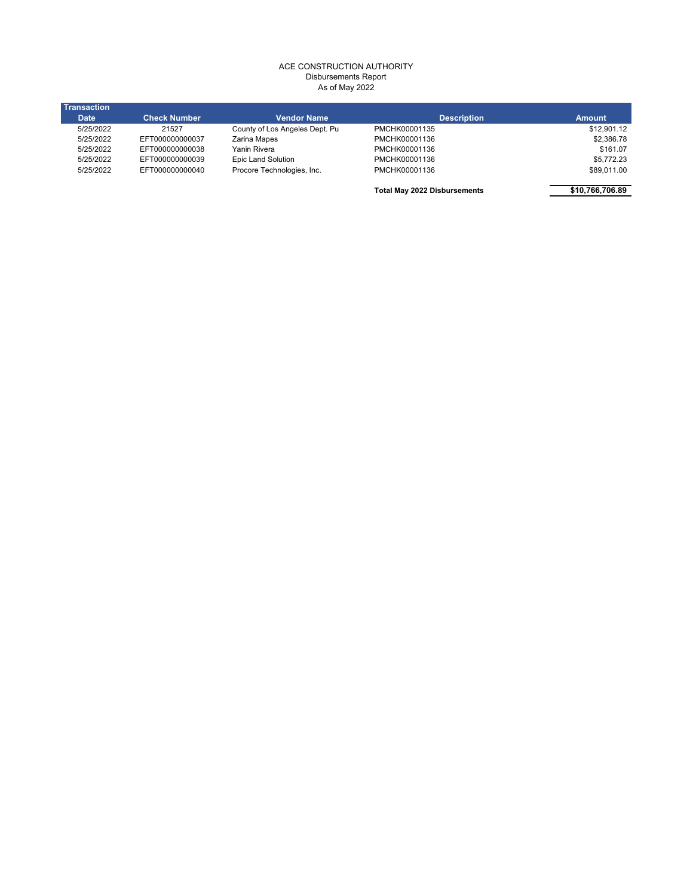ACE CONSTRUCTION AUTHORITY
Disbursements Report
As of May 2022

| Transaction Date | Check Number | Vendor Name | Description | Amount |
|---|---|---|---|---|
| 5/25/2022 | 21527 | County of Los Angeles Dept. Pu | PMCHK00001135 | $12,901.12 |
| 5/25/2022 | EFT000000000037 | Zarina Mapes | PMCHK00001136 | $2,386.78 |
| 5/25/2022 | EFT000000000038 | Yanin Rivera | PMCHK00001136 | $161.07 |
| 5/25/2022 | EFT000000000039 | Epic Land Solution | PMCHK00001136 | $5,772.23 |
| 5/25/2022 | EFT000000000040 | Procore Technologies, Inc. | PMCHK00001136 | $89,011.00 |
| | | | **Total May 2022 Disbursements** | **$10,766,706.89** |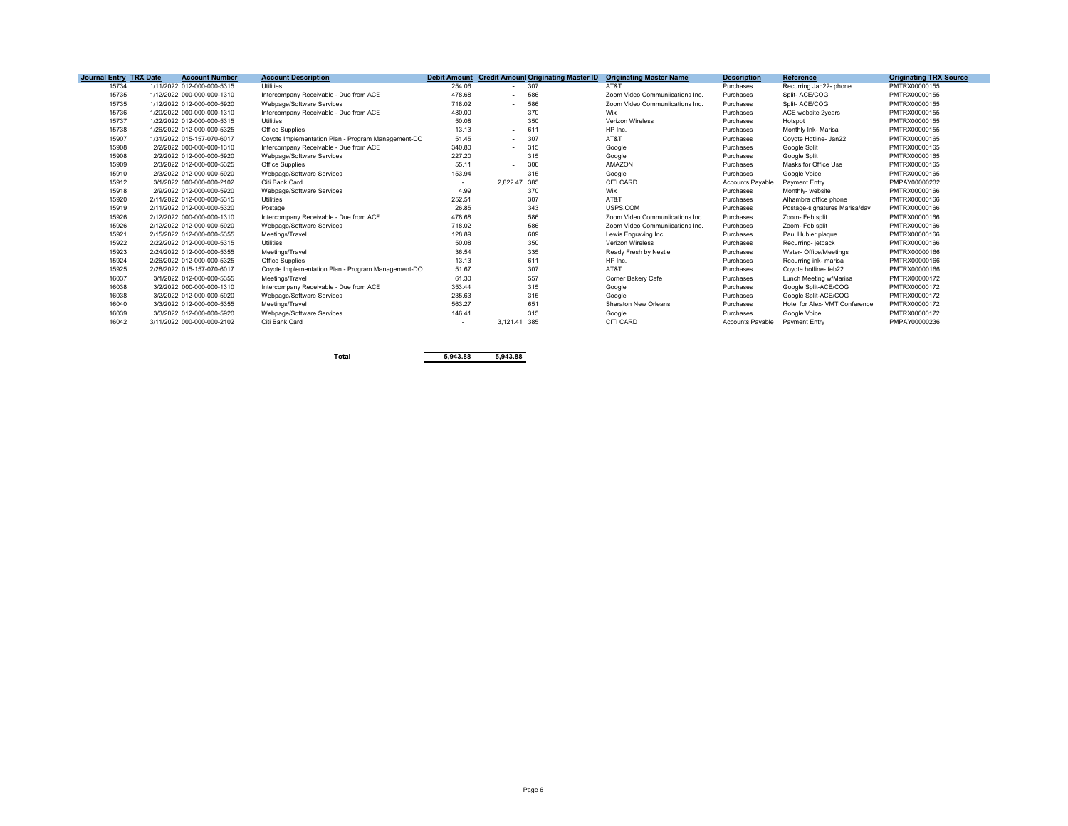| Journal Entry | TRX Date | Account Number | Account Description | Debit Amount | Credit Amount | Originating Master ID | Originating Master Name | Description | Reference | Originating TRX Source |
|---|---|---|---|---|---|---|---|---|---|---|
| 15734 | 1/11/2022 | 012-000-000-5315 | Utilities | 254.06 | - | 307 | AT&T | Purchases | Recurring Jan22- phone | PMTRX00000155 |
| 15735 | 1/12/2022 | 000-000-000-1310 | Intercompany Receivable - Due from ACE | 478.68 | - | 586 | Zoom Video Communiications Inc. | Purchases | Split- ACE/COG | PMTRX00000155 |
| 15735 | 1/12/2022 | 012-000-000-5920 | Webpage/Software Services | 718.02 | - | 586 | Zoom Video Communiications Inc. | Purchases | Split- ACE/COG | PMTRX00000155 |
| 15736 | 1/20/2022 | 000-000-000-1310 | Intercompany Receivable - Due from ACE | 480.00 | - | 370 | Wix | Purchases | ACE website 2years | PMTRX00000155 |
| 15737 | 1/22/2022 | 012-000-000-5315 | Utilities | 50.08 | - | 350 | Verizon Wireless | Purchases | Hotspot | PMTRX00000155 |
| 15738 | 1/26/2022 | 012-000-000-5325 | Office Supplies | 13.13 | - | 611 | HP Inc. | Purchases | Monthly Ink- Marisa | PMTRX00000155 |
| 15907 | 1/31/2022 | 015-157-070-6017 | Coyote Implementation Plan - Program Management-DO | 51.45 | - | 307 | AT&T | Purchases | Coyote Hotline- Jan22 | PMTRX00000165 |
| 15908 | 2/2/2022 | 000-000-000-1310 | Intercompany Receivable - Due from ACE | 340.80 | - | 315 | Google | Purchases | Google Split | PMTRX00000165 |
| 15908 | 2/2/2022 | 012-000-000-5920 | Webpage/Software Services | 227.20 | - | 315 | Google | Purchases | Google Split | PMTRX00000165 |
| 15909 | 2/3/2022 | 012-000-000-5325 | Office Supplies | 55.11 | - | 306 | AMAZON | Purchases | Masks for Office Use | PMTRX00000165 |
| 15910 | 2/3/2022 | 012-000-000-5920 | Webpage/Software Services | 153.94 | - | 315 | Google | Purchases | Google Voice | PMTRX00000165 |
| 15912 | 3/1/2022 | 000-000-000-2102 | Citi Bank Card | - | 2,822.47 | 385 | CITI CARD | Accounts Payable | Payment Entry | PMPAY00000232 |
| 15918 | 2/9/2022 | 012-000-000-5920 | Webpage/Software Services | 4.99 | | 370 | Wix | Purchases | Monthly- website | PMTRX00000166 |
| 15920 | 2/11/2022 | 012-000-000-5315 | Utilities | 252.51 | | 307 | AT&T | Purchases | Alhambra office phone | PMTRX00000166 |
| 15919 | 2/11/2022 | 012-000-000-5320 | Postage | 26.85 | | 343 | USPS.COM | Purchases | Postage-signatures Marisa/davi | PMTRX00000166 |
| 15926 | 2/12/2022 | 000-000-000-1310 | Intercompany Receivable - Due from ACE | 478.68 | | 586 | Zoom Video Communiications Inc. | Purchases | Zoom- Feb split | PMTRX00000166 |
| 15926 | 2/12/2022 | 012-000-000-5920 | Webpage/Software Services | 718.02 | | 586 | Zoom Video Communiications Inc. | Purchases | Zoom- Feb split | PMTRX00000166 |
| 15921 | 2/15/2022 | 012-000-000-5355 | Meetings/Travel | 128.89 | | 609 | Lewis Engraving Inc | Purchases | Paul Hubler plaque | PMTRX00000166 |
| 15922 | 2/22/2022 | 012-000-000-5315 | Utilities | 50.08 | | 350 | Verizon Wireless | Purchases | Recurring- jetpack | PMTRX00000166 |
| 15923 | 2/24/2022 | 012-000-000-5355 | Meetings/Travel | 36.54 | | 335 | Ready Fresh by Nestle | Purchases | Water- Office/Meetings | PMTRX00000166 |
| 15924 | 2/26/2022 | 012-000-000-5325 | Office Supplies | 13.13 | | 611 | HP Inc. | Purchases | Recurring ink- marisa | PMTRX00000166 |
| 15925 | 2/28/2022 | 015-157-070-6017 | Coyote Implementation Plan - Program Management-DO | 51.67 | | 307 | AT&T | Purchases | Coyote hotline- feb22 | PMTRX00000166 |
| 16037 | 3/1/2022 | 012-000-000-5355 | Meetings/Travel | 61.30 | | 557 | Corner Bakery Cafe | Purchases | Lunch Meeting w/Marisa | PMTRX00000172 |
| 16038 | 3/2/2022 | 000-000-000-1310 | Intercompany Receivable - Due from ACE | 353.44 | | 315 | Google | Purchases | Google Split-ACE/COG | PMTRX00000172 |
| 16038 | 3/2/2022 | 012-000-000-5920 | Webpage/Software Services | 235.63 | | 315 | Google | Purchases | Google Split-ACE/COG | PMTRX00000172 |
| 16040 | 3/3/2022 | 012-000-000-5355 | Meetings/Travel | 563.27 | | 651 | Sheraton New Orleans | Purchases | Hotel for Alex- VMT Conference | PMTRX00000172 |
| 16039 | 3/3/2022 | 012-000-000-5920 | Webpage/Software Services | 146.41 | | 315 | Google | Purchases | Google Voice | PMTRX00000172 |
| 16042 | 3/11/2022 | 000-000-000-2102 | Citi Bank Card | - | 3,121.41 | 385 | CITI CARD | Accounts Payable | Payment Entry | PMPAY00000236 |
| | | | **Total** | **5,943.88** | **5,943.88** | | | | | |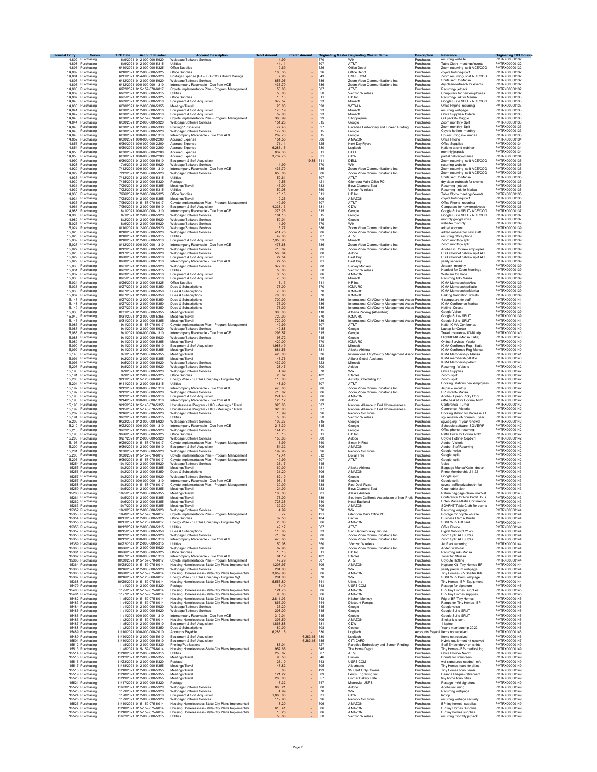| Journal Entry | Series | TRX Date | Account Number | Account Description | Debit Amount | Credit Amount | Originating Master | Originating Master Name | Description | Reference | Originating TRX Source |
|---|---|---|---|---|---|---|---|---|---|---|---|
| 14,802 | Purchasing | 6/9/2021 | 012-000-000-5920 | Webpage/Software Services | 4.99 | - | 370 | Wix | Purchases | recurring website | PMTRX00000132 |
| 14,808 | Purchasing | 6/9/2021 | 012-000-000-5315 | Utilities | 44.11 | - | 307 | AT&T | Purchases | Table Cloth- meetings/events | PMTRX00000132 |
| 14,803 | Purchasing | 6/10/2021 | 012-000-000-5325 | Office Supplies | 9.69 | - | 326 | Office Depot | Purchases | Zoom recurring- split ACE/COG | PMTRX00000132 |
| 14,809 | Purchasing | 6/10/2021 | 012-000-000-5325 | Office Supplies | 188.35 | - | 326 | Office Depot | Purchases | coyote hotline-july21 | PMTRX00000132 |
| 14,804 | Purchasing | 6/11/2021 | 014-000-000-5320 | Postage Expense (UA) - SGVCOG Board Mailings | 7.95 | - | 343 | USPS.COM | Purchases | Zoom recurring- split ACE/COG | PMTRX00000132 |
| 14,805 | Purchasing | 6/12/2021 | 012-000-000-5920 | Webpage/Software Services | 655.05 | - | 586 | Zoom Video Communications Inc. | Purchases | Shirts sent to Marisa | PMTRX00000132 |
| 14,805 | Purchasing | 6/12/2021 | 000-000-000-1310 | Intercompany Receivable - Due from ACE | 436.70 | - | 586 | Zoom Video Communications Inc. | Purchases | dry clean-outreach for events | PMTRX00000132 |
| 14,806 | Purchasing | 6/22/2021 | 015-157-070-6017 | Coyote Implementation Plan - Program Management | 50.08 | - | 307 | AT&T | Purchases | Recurring- jetpack | PMTRX00000132 |
| 14,839 | Purchasing | 6/22/2021 | 012-000-000-5315 | Utilities | 50.08 | - | 350 | Verizon Wireless | Purchases | Computers for new employees | PMTRX00000132 |
| 14,807 | Purchasing | 6/25/2021 | 012-000-000-5325 | Office Supplies | 13.13 | - | 611 | HP Inc. | Purchases | Recurring- ink for Marisa | PMTRX00000133 |
| 14,840 | Purchasing | 6/29/2021 | 012-000-000-5910 | Equipment & Soft Acquisition | 379.57 | - | 323 | Mirosoft | Purchases | Google Suite SPLIT- ACE/COG | PMTRX00000133 |
| 14,838 | Purchasing | 6/30/2021 | 012-000-000-5355 | Meetings/Travel | 25.00 | - | 628 | WTS-LA | Purchases | Office Phone- recurring | PMTRX00000133 |
| 14,841 | Purchasing | 6/30/2021 | 012-000-000-5910 | Equipment & Soft Acquisition | 175.19 | - | 323 | Mirosoft | Purchases | recurring webpage | PMTRX00000133 |
| 14,842 | Purchasing | 6/30/2021 | 012-000-000-5910 | Equipment & Soft Acquisition | 59.08 | - | 323 | Mirosoft | Purchases | Office Supplies- folders | PMTRX00000133 |
| 14,843 | Purchasing | 6/30/2021 | 015-157-070-6017 | Coyote Implementation Plan - Program Management | 368.99 | - | 629 | Shoppajama | Purchases | GB packet- Maggie | PMTRX00000133 |
| 14,844 | Purchasing | 6/30/2021 | 012-000-000-5920 | Webpage/Software Services | 151.28 | - | 315 | Google | Purchases | Zoom monthly- Split | PMTRX00000133 |
| 14,845 | Purchasing | 6/30/2021 | 012-000-000-5330 | Printing/Publications | 77.46 | - | 527 | Paradise Embroidery and Screen Printing | Purchases | Zoom monthly- Split | PMTRX00000133 |
| 14,846 | Purchasing | 6/30/2021 | 012-000-000-5920 | Webpage/Software Services | 179.80 | - | 315 | Google | Purchases | Coyote hotline- monthly | PMTRX00000133 |
| 14,846 | Purchasing | 6/30/2021 | 000-000-000-1310 | Intercompany Receivable - Due from ACE | 269.70 | - | 315 | Google | Purchases | Hp- recurring ink- marisa | PMTRX00000133 |
| 14,852 | Purchasing | 6/30/2021 | 000-000-000-2200 | Accrued Expense | 151.55 | - | 306 | AMAZON | Purchases | Office Phone | PMTRX00000134 |
| 14,853 | Purchasing | 6/30/2021 | 000-000-000-2200 | Accrued Expense | 171.11 | - | 325 | Next Day Flyers | Purchases | Office Supplies | PMTRX00000134 |
| 14,854 | Purchasing | 6/30/2021 | 000-000-000-2200 | Accrued Expense | 6,283.15 | - | 630 | Logitech | Purchases | Katie to attend webinar | PMTRX00000134 |
| 14,855 | Purchasing | 6/30/2021 | 000-000-000-2200 | Accrued Expense | 837.36 | - | 311 | DELL | Purchases | monthly jetpack | PMTRX00000134 |
| 14,856 | Purchasing | 6/30/2021 | 000-000-000-2200 | Accrued Expense | 3,737.75 | - | 631 | CDW | Purchases | partial delivery--marisa | PMTRX00000134 |
| 14,990 | Purchasing | 6/30/2021 | 012-000-000-5910 | Equipment & Soft Acquisition | - | 19.85 | 311 | DELL | Purchases | Zoom recurring- split ACE/COG | PMTRX00000135 |
| 14,928 | Purchasing | 7/9/2021 | 012-000-000-5920 | Webpage/Software Services | 4.99 | - | 370 | Wix | Purchases | recurring website | PMTRX00000135 |
| 14,929 | Purchasing | 7/12/2021 | 000-000-000-1310 | Intercompany Receivable - Due from ACE | 436.70 | - | 586 | Zoom Video Communications Inc. | Purchases | Zoom recurring- split ACE/COG | PMTRX00000135 |
| 14,929 | Purchasing | 7/12/2021 | 012-000-000-5920 | Webpage/Software Services | 655.05 | - | 586 | Zoom Video Communications Inc. | Purchases | Zoom recurring- split ACE/COG | PMTRX00000135 |
| 14,936 | Purchasing | 7/12/2021 | 012-000-000-5315 | Utilities | 50.61 | - | 307 | AT&T | Purchases | Shirts sent to Marisa | PMTRX00000135 |
| 14,930 | Purchasing | 7/15/2021 | 012-000-000-5320 | Postage | 9.55 | - | 421 | Glendora Main Office PO | Purchases | dry clean-outreach for events | PMTRX00000135 |
| 14,931 | Purchasing | 7/20/2021 | 012-000-000-5355 | Meetings/Travel | 46.00 | - | 633 | Boys Cleaners East | Purchases | Recurring- jetpack | PMTRX00000135 |
| 14,932 | Purchasing | 7/22/2021 | 012-000-000-5315 | Utilities | 50.08 | - | 350 | Verizon Wireless | Purchases | Recurring- ink for Marisa | PMTRX00000135 |
| 14,933 | Purchasing | 7/26/2021 | 012-000-000-5325 | Office Supplies | 13.13 | - | 611 | HP Inc. | Purchases | Table Cloth- meetings/events | PMTRX00000135 |
| 14,934 | Purchasing | 7/28/2021 | 012-000-000-5355 | Meetings/Travel | 110.25 | - | 306 | AMAZON | Purchases | coyote hotline-july21 | PMTRX00000135 |
| 14,935 | Purchasing | 7/30/2021 | 015-157-070-6017 | Coyote Implementation Plan - Program Management | 49.99 | - | 307 | AT&T | Purchases | Office Phone- recurring | PMTRX00000135 |
| 14,961 | Purchasing | 7/30/2021 | 012-000-000-5910 | Equipment & Soft Acquisition | 4,338.13 | - | 631 | CDW | Purchases | Computers for new employees | PMTRX00000136 |
| 14,988 | Purchasing | 8/1/2021 | 000-000-000-1310 | Intercompany Receivable - Due from ACE | 276.26 | - | 315 | Google | Purchases | Google Suite SPLIT- ACE/COG | PMTRX00000137 |
| 14,988 | Purchasing | 8/1/2021 | 012-000-000-5920 | Webpage/Software Services | 184.18 | - | 315 | Google | Purchases | Google Suite SPLIT- ACE/COG | PMTRX00000137 |
| 14,989 | Purchasing | 8/2/2021 | 012-000-000-5920 | Webpage/Software Services | 150.01 | - | 315 | Google | Purchases | monthly google voice | PMTRX00000137 |
| 15,023 | Purchasing | 8/9/2021 | 012-000-000-5920 | Webpage/Software Services | 4.99 | - | 370 | Wix | Purchases | website- monthly | PMTRX00000139 |
| 15,024 | Purchasing | 8/10/2021 | 012-000-000-5920 | Webpage/Software Services | 6.77 | - | 586 | Zoom Video Communications Inc. | Purchases | added account | PMTRX00000139 |
| 15,025 | Purchasing | 8/10/2021 | 012-000-000-5920 | Webpage/Software Services | 414.75 | - | 586 | Zoom Video Communications Inc. | Purchases | added webinar for new staff | PMTRX00000139 |
| 15,026 | Purchasing | 8/10/2021 | 012-000-000-5315 | Utilities | 49.08 | - | 307 | AT&T | Purchases | recurring office phone | PMTRX00000139 |
| 15,039 | Purchasing | 8/10/2021 | 012-000-000-5910 | Equipment & Soft Acquisition | 7,953.96 | - | 323 | Mirosoft | Purchases | Zoom monthly- split | PMTRX00000139 |
| 15,027 | Purchasing | 8/12/2021 | 000-000-000-1310 | Intercompany Receivable - Due from ACE | 478.68 | - | 586 | Zoom Video Communications Inc. | Purchases | Zoom monthly- split | PMTRX00000139 |
| 15,027 | Purchasing | 8/12/2021 | 012-000-000-5920 | Webpage/Software Services | 718.02 | - | 586 | Zoom Video Communications Inc. | Purchases | Adobe Lic. for new employees | PMTRX00000139 |
| 15,028 | Purchasing | 8/17/2021 | 012-000-000-5920 | Webpage/Software Services | 563.04 | - | 300 | Adobe | Purchases | USB ethernet cables- split ACE | PMTRX00000139 |
| 15,029 | Purchasing | 8/20/2021 | 012-000-000-5910 | Equipment & Soft Acquisition | 27.54 | - | 301 | Best Buy | Purchases | USB ethernet cables- split ACE | PMTRX00000139 |
| 15,029 | Purchasing | 8/20/2021 | 000-000-000-1310 | Intercompany Receivable - Due from ACE | 27.55 | - | 301 | Best Buy | Purchases | yearly services | PMTRX00000139 |
| 15,030 | Purchasing | 8/21/2021 | 012-000-000-5920 | Webpage/Software Services | 372.00 | - | 388 | Survey Monkey | Purchases | Jetpack- monthly | PMTRX00000139 |
| 15,031 | Purchasing | 8/22/2021 | 012-000-000-5315 | Utilities | 50.08 | - | 350 | Verizon Wireless | Purchases | Headset for Zoom Meetings | PMTRX00000139 |
| 15,032 | Purchasing | 8/23/2021 | 012-000-000-5910 | Equipment & Soft Acquisition | 38.58 | - | 306 | AMAZON | Purchases | Webcam for Katie | PMTRX00000139 |
| 15,033 | Purchasing | 8/25/2021 | 012-000-000-5910 | Equipment & Soft Acquisition | 73.30 | - | 323 | Mirosoft | Purchases | Recurring Ink- Marisa | PMTRX00000139 |
| 15,034 | Purchasing | 8/26/2021 | 012-000-000-5325 | Office Supplies | 13.13 | - | 611 | HP Inc. | Purchases | ICMA Membership/Alex | PMTRX00000139 |
| 15,035 | Purchasing | 8/27/2021 | 012-000-000-5350 | Dues & Subscriptions | 75.00 | - | 570 | ICMA-RC | Purchases | ICMA Membership/Katie | PMTRX00000139 |
| 15,036 | Purchasing | 8/27/2021 | 012-000-000-5350 | Dues & Subscriptions | 75.00 | - | 570 | ICMA-RC | Purchases | ICMA Membership/Marisa | PMTRX00000139 |
| 15,037 | Purchasing | 8/27/2021 | 012-000-000-5350 | Dues & Subscriptions | 700.00 | - | 570 | ICMA-RC | Purchases | Parking Validation Tickets | PMTRX00000139 |
| 15,147 | Purchasing | 8/27/2021 | 012-000-000-5350 | Dues & Subscriptions | 700.00 | - | 636 | International City/County Management Assoc | Purchases | 4 computers for staff | PMTRX00000141 |
| 15,148 | Purchasing | 8/27/2021 | 012-000-000-5350 | Dues & Subscriptions | 75.00 | - | 636 | International City/County Management Assoc | Purchases | ICMA Conference-Marisa | PMTRX00000141 |
| 15,149 | Purchasing | 8/27/2021 | 012-000-000-5350 | Dues & Subscriptions | 75.00 | - | 636 | International City/County Management Assoc | Purchases | Hotline- Coyote | PMTRX00000141 |
| 15,038 | Purchasing | 8/31/2021 | 012-000-000-5355 | Meetings/Travel | 300.00 | - | 110 | Athena Parking (Alhambra) | Purchases | Google Voice | PMTRX00000139 |
| 15,040 | Purchasing | 8/31/2021 | 012-000-000-5355 | Meetings/Travel | 720.00 | - | 570 | ICMA-RC | Purchases | Google Suite- SPLIT | PMTRX00000139 |
| 15,146 | Purchasing | 8/31/2021 | 012-000-000-5355 | Meetings/Travel | 720.00 | - | 636 | International City/County Management Assoc | Purchases | Google Suite- SPLIT | PMTRX00000141 |
| 15,086 | Purchasing | 9/1/2021 | 015-157-070-6017 | Coyote Implementation Plan - Program Management | 49.99 | - | 307 | AT&T | Purchases | Katie- ICMA Conference | PMTRX00000140 |
| 15,087 | Purchasing | 9/1/2021 | 012-000-000-5920 | Webpage/Software Services | 149.88 | - | 315 | Google | Purchases | Laptop for Cortez | PMTRX00000140 |
| 15,088 | Purchasing | 9/1/2021 | 000-000-000-1310 | Intercompany Receivable - Due from ACE | 296.57 | - | 315 | Google | Purchases | Travel Insurance- ICMA trip | PMTRX00000140 |
| 15,088 | Purchasing | 9/1/2021 | 012-000-000-5920 | Webpage/Software Services | 197.72 | - | 315 | Google | Purchases | Flight/ICMA (Marisa Katie) | PMTRX00000140 |
| 15,089 | Purchasing | 9/1/2021 | 012-000-000-5355 | Meetings/Travel | 420.00 | - | 570 | ICMA-RC | Purchases | Online Services- Yearly | PMTRX00000140 |
| 15,090 | Purchasing | 9/1/2021 | 012-000-000-5910 | Equipment & Soft Acquisition | 1,989.49 | - | 323 | Mirosoft | Purchases | ICMA Conference Reg.- Katie | PMTRX00000140 |
| 15,092 | Purchasing | 9/1/2021 | 012-000-000-5355 | Meetings/Travel | 681.56 | - | 581 | Alaska Airlines | Purchases | ICMA Conference Reg-Marisa | PMTRX00000140 |
| 15,145 | Purchasing | 9/1/2021 | 012-000-000-5355 | Meetings/Travel | 420.00 | - | 636 | International City/County Management Assoc | Purchases | ICMA Membership- Marisa | PMTRX00000141 |
| 15,091 | Purchasing | 9/2/2021 | 012-000-000-5355 | Meetings/Travel | 43.76 | - | 635 | Allianz Global Assitance | Purchases | ICMA membership-Katie | PMTRX00000140 |
| 15,093 | Purchasing | 9/5/2021 | 012-000-000-5920 | Webpage/Software Services | 432.00 | - | 323 | Mirosoft | Purchases | ICMA Membership-Alex | PMTRX00000140 |
| 15,207 | Purchasing | 9/8/2021 | 012-000-000-5920 | Webpage/Software Services | 128.47 | - | 300 | Adobe | Purchases | Recurring- Website | PMTRX00000142 |
| 15,190 | Purchasing | 9/9/2021 | 012-000-000-5920 | Webpage/Software Services | 4.99 | - | 370 | Wix | Purchases | Office Supplies | PMTRX00000142 |
| 15,191 | Purchasing | 9/9/2021 | 012-000-000-5325 | Office Supplies | 28.62 | - | 402 | Staples | Purchases | Zoom- split | PMTRX00000142 |
| 15,203 | Purchasing | 9/11/2021 | 015-125-060-6017 | Energy Wise - SC Gas Company - Program Mgt | 110.00 | - | 302 | Activity Scheduling Inc | Purchases | Zoom- split | PMTRX00000142 |
| 15,204 | Purchasing | 9/11/2021 | 012-000-000-5315 | Utilities | 48.60 | - | 307 | AT&T | Purchases | Docking Stations new employees | PMTRX00000142 |
| 15,192 | Purchasing | 9/12/2021 | 000-000-000-1310 | Intercompany Receivable - Due from ACE | 478.68 | - | 586 | Zoom Video Communications Inc. | Purchases | Jetpack- monthly | PMTRX00000142 |
| 15,192 | Purchasing | 9/12/2021 | 012-000-000-5920 | Webpage/Software Services | 718.02 | - | 586 | Zoom Video Communications Inc. | Purchases | HP instant- Marisa | PMTRX00000142 |
| 15,193 | Purchasing | 9/12/2021 | 012-000-000-5910 | Equipment & Soft Acquisition | 274.48 | - | 306 | AMAZON | Purchases | Adobe- 1 year- Ricky Choi | PMTRX00000142 |
| 15,196 | Purchasing | 9/14/2021 | 000-000-000-1310 | Intercompany Receivable - Due from ACE | 125.12 | - | 300 | Adobe | Purchases | raffle basket for Covina- NNO | PMTRX00000142 |
| 15,198 | Purchasing | 9/15/2021 | 015-145-070-5355 | Homelessness Program - LAC - Meetings / Travel | 325.00 | - | 637 | National Alliance to End Homelessness | Purchases | Conference- Turner | PMTRX00000142 |
| 15,199 | Purchasing | 9/15/2021 | 015-145-070-5355 | Homelessness Program - LAC - Meetings / Travel | 325.00 | - | 637 | National Alliance to End Homelessness | Purchases | Conerence- Victoria | PMTRX00000142 |
| 15,202 | Purchasing | 9/16/2021 | 012-000-000-5920 | Webpage/Software Services | 15.99 | - | 396 | Network Solutions | Purchases | Docking station for Vanessa +1 | PMTRX00000142 |
| 15,194 | Purchasing | 9/22/2021 | 012-000-000-5315 | Utilities | 50.08 | - | 350 | Verizon Wireless | Purchases | sgv renewal of- domain 5 year | PMTRX00000142 |
| 15,209 | Purchasing | 9/22/2021 | 012-000-000-5920 | Webpage/Software Services | 102.37 | - | 315 | Google | Purchases | sgvcog.org- 1 year renewal | PMTRX00000142 |
| 15,210 | Purchasing | 9/22/2021 | 000-000-000-1310 | Intercompany Receivable - Due from ACE | 216.30 | - | 315 | Google | Purchases | Schedule software- SGVEWP | PMTRX00000142 |
| 15,210 | Purchasing | 9/22/2021 | 012-000-000-5920 | Webpage/Software Services | 144.20 | - | 315 | Google | Purchases | Office phone- recurring | PMTRX00000142 |
| 15,195 | Purchasing | 9/26/2021 | 012-000-000-5325 | Office Supplies | 13.13 | - | 611 | HP Inc. | Purchases | Raffle Prize for Covina NNO | PMTRX00000142 |
| 15,208 | Purchasing | 9/27/2021 | 012-000-000-5920 | Webpage/Software Services | 155.88 | - | 300 | Adobe | Purchases | Coyote Hotline- Sept-21 | PMTRX00000142 |
| 15,197 | Purchasing | 9/29/2021 | 015-157-070-6017 | Coyote Implementation Plan - Program Management | 6.99 | - | 340 | Smart N Final | Purchases | Adobe- Victoria | PMTRX00000142 |
| 15,200 | Purchasing | 9/30/2021 | 012-000-000-5910 | Equipment & Soft Acquisition | 154.32 | - | 306 | AMAZON | Purchases | Adobe- Stef Recurring | PMTRX00000142 |
| 15,201 | Purchasing | 9/30/2021 | 012-000-000-5920 | Webpage/Software Services | 199.96 | - | 396 | Network Solutions | Purchases | Google- voice | PMTRX00000142 |
| 15,205 | Purchasing | 9/30/2021 | 015-157-070-6017 | Coyote Implementation Plan - Program Management | 12.41 | - | 312 | Dollar Tree | Purchases | Google- split | PMTRX00000142 |
| 15,206 | Purchasing | 9/30/2021 | 015-157-070-6017 | Coyote Implementation Plan - Program Management | 49.99 | - | 307 | AT&T | Purchases | Google- split | PMTRX00000142 |
| 15254 | Purchasing | 10/1/2021 | 012-000-000-5920 | Webpage/Software Services | 35.17 | - | 315 | | Purchases | Voice | PMTRX00000143 |
| 15255 | Purchasing | 10/2/2021 | 012-000-000-5355 | Meetings/Travel | 60.00 | - | 581 | Alaska Airlines | Purchases | Baggage Marisa/Katie- depart | PMTRX00000143 |
| 15256 | Purchasing | 10/2/2021 | 012-000-000-5350 | Dues & Subscriptions | 131.20 | - | 306 | AMAZON | Purchases | Prime Membership 21-22 | PMTRX00000143 |
| 15257 | Purchasing | 10/2/2021 | 012-000-000-5920 | Webpage/Software Services | 62.10 | - | 315 | Google | Purchases | Google split | PMTRX00000143 |
| 15257 | Purchasing | 10/2/2021 | 000-000-000-1310 | Intercompany Receivable - Due from ACE | 93.15 | - | 315 | Google | Purchases | Google split | PMTRX00000143 |
| 15258 | Purchasing | 10/3/2021 | 015-157-070-6017 | Coyote Implementation Plan - Program Management | 30.00 | - | 638 | Red Devil Pizza | Purchases | coyote- raffle prize/booth fee | PMTRX00000143 |
| 15259 | Purchasing | 10/5/2021 | 012-000-000-5355 | Meetings/Travel | 24.00 | - | 633 | Boys Cleaners East | Purchases | Clean table cloth | PMTRX00000143 |
| 15260 | Purchasing | 10/5/2021 | 012-000-000-5355 | Meetings/Travel | 100.00 | - | 581 | Alaska Airlines | Purchases | Return baggage claim- mar/kat | PMTRX00000143 |
| 15261 | Purchasing | 10/5/2021 | 012-000-000-5355 | Meetings/Travel | 175.00 | - | 639 | Southern California Association of Non-Profit | Purchases | Conference for Non Profit Hous | PMTRX00000143 |
| 15262 | Purchasing | 10/6/2021 | 012-000-000-5355 | Meetings/Travel | 727.35 | - | 640 | Hotel Eastlund | Purchases | Hotel- Marisa/Katie Conference | PMTRX00000143 |
| 15263 | Purchasing | 10/7/2021 | 012-000-000-5355 | Meetings/Travel | 132.30 | - | 306 | AMAZON | Purchases | SGVRHT Table Cloth for events | PMTRX00000143 |
| 15352 | Purchasing | 10/9/2021 | 012-000-000-5920 | Webpage/Software Services | 4.99 | - | 370 | Wix | Purchases | Recurring wepage | PMTRX00000144 |
| 15353 | Purchasing | 10/8/2021 | 015-157-070-6017 | Coyote Implementation Plan - Program Management | 3.77 | - | 421 | Glendora Main Office PO | Purchases | Postage for coyote whistle | PMTRX00000144 |
| 15354 | Purchasing | 10/11/2021 | 012-000-000-5325 | Office Supplies | 32.50 | - | 484 | Canva | Purchases | Business Cards- Brielle | PMTRX00000144 |
| 15355 | Purchasing | 10/11/2021 | 015-125-060-6017 | Energy Wise - SC Gas Company - Program Mgt | 25.00 | - | 306 | AMAZON | Purchases | SGVEWP- Gift card | PMTRX00000144 |
| 15356 | Purchasing | 10/12/2021 | 012-000-000-5315 | Utilities | 49.17 | - | 307 | AT&T | Purchases | Office Phone | PMTRX00000144 |
| 15357 | Purchasing | 10/15/2021 | 012-000-000-5350 | Dues & Subscriptions | 115.65 | - | 533 | San Gabriel Valley Tribune | Purchases | Digital Subscrpt 21-22 | PMTRX00000144 |
| 15358 | Purchasing | 10/12/2021 | 012-000-000-5920 | Webpage/Software Services | 718.02 | - | 586 | Zoom Video Communications Inc. | Purchases | Zoom Split ACE/COG | PMTRX00000144 |
| 15358 | Purchasing | 10/12/2021 | 000-000-000-1310 | Intercompany Receivable - Due from ACE | 478.68 | - | 586 | Zoom Video Communications Inc. | Purchases | Zoom Split ACE/COG | PMTRX00000144 |
| 15359 | Purchasing | 10/22/2021 | 012-000-000-5315 | Utilities | 50.08 | - | 350 | Verizon Wireless | Purchases | Jet Pack recurring | PMTRX00000144 |
| 15360 | Purchasing | 10/26/2021 | 012-000-000-5920 | Webpage/Software Services | 82.95 | - | 586 | Zoom Video Communications Inc. | Purchases | Added Webinar | PMTRX00000144 |
| 15361 | Purchasing | 10/26/2021 | 012-000-000-5325 | Office Supplies | 13.13 | - | 611 | HP Inc. | Purchases | Recurring ink- Marisa | PMTRX00000144 |
| 15362 | Purchasing | 10/27/2021 | 000-000-000-1310 | Intercompany Receivable - Due from ACE | 84.19 | - | 402 | Staples | Purchases | Toner for Melissa | PMTRX00000144 |
| 15363 | Purchasing | 10/30/2021 | 015-157-070-6017 | Coyote Implementation Plan - Program Management | 49.79 | - | 307 | AT&T | Purchases | Coyoute Hotline | PMTRX00000144 |
| 15364 | Purchasing | 10/28/2021 | 015-159-075-6014 | Housing Homelessness-State-City Plans Implementati | 1,207.97 | - | 306 | AMAZON | Purchases | Hygiene Kit- Tiny Homes-BP | PMTRX00000144 |
| 15365 | Purchasing | 10/16/2021 | 012-000-000-5920 | Webpage/Software Services | 204.00 | - | 370 | Wix | Purchases | yearly premium webpage | PMTRX00000144 |
| 15366 | Purchasing | 10/28/2021 | 015-159-075-6014 | Housing Homelessness-State-City Plans Implementati | 3,659.98 | - | 306 | AMAZON | Purchases | Tiny Homes-BP- Shelter Kits | PMTRX00000144 |
| 15367 | Purchasing | 10/16/2021 | 015-125-060-6017 | Energy Wise - SC Gas Company - Program Mgt | 204.00 | - | 370 | Wix | Purchases | SGVEWP- Prem webpage | PMTRX00000144 |
| 15368 | Purchasing | 10/29/2021 | 015-159-075-6014 | Housing Homelessness-State-City Plans Implementati | 5,553.80 | - | 641 | Uline, Inc | Purchases | Tiny Homes- BP- Equipment | PMTRX00000144 |
| 15479 | Purchasing | 11/1/2021 | 012-000-000-5320 | Postage | 17.40 | - | 343 | USPS.COM | Purchases | Postage for signature | PMTRX00000145 |
| 15480 | Purchasing | 11/5/2021 | 015-159-075-6014 | Housing Homelessness-State-City Plans Implementati | 124.75 | - | 306 | AMAZON | Purchases | BP- Tiny Homes Supplies | PMTRX00000145 |
| 15481 | Purchasing | 11/5/2021 | 015-159-075-6014 | Housing Homelessness-State-City Plans Implementati | 95.83 | - | 306 | AMAZON | Purchases | BP- Tiny Homes supplies | PMTRX00000145 |
| 15482 | Purchasing | 11/5/2021 | 015-159-075-6014 | Housing Homelessness-State-City Plans Implementati | 2,811.03 | - | 643 | Kitchen Monkey | Purchases | Frig at BP Tiny Homes | PMTRX00000145 |
| 15483 | Purchasing | 11/4/2021 | 015-159-075-6014 | Housing Homelessness-State-City Plans Implementati | 865.00 | - | 644 | Discount Ramps | Purchases | Ramps for Tiny Homes- BP | PMTRX00000145 |
| 15484 | Purchasing | 11/1/2021 | 012-000-000-5920 | Webpage/Software Services | 135.20 | - | 315 | Google | Purchases | Google voice | PMTRX00000145 |
| 15485 | Purchasing | 11/1/2021 | 012-000-000-5920 | Webpage/Software Services | 208.00 | - | 315 | Google | Purchases | Google Suite-SPLIT | PMTRX00000145 |
| 15485 | Purchasing | 11/1/2021 | 000-000-000-1310 | Intercompany Receivable - Due from ACE | 312.01 | - | 315 | Google | Purchases | Google Suite-SPLIT | PMTRX00000145 |
| 15486 | Purchasing | 11/2/2021 | 015-159-075-6014 | Housing Homelessness-State-City Plans Implementati | 306.50 | - | 306 | AMAZON | Purchases | Shelter kits cont. | PMTRX00000145 |
| 15487 | Purchasing | 11/5/2021 | 012-000-000-5910 | Equipment & Soft Acquisition | 1,868.88 | - | 631 | CDW | Purchases | 1 laptop | PMTRX00000145 |
| 15488 | Purchasing | 11/2/2021 | 012-000-000-5350 | Dues & Subscriptions | 180.00 | - | 308 | Costco | Purchases | Yearly membership 2022 | PMTRX00000145 |
| 15489 | Purchasing | 11/10/2021 | 000-000-000-2010 | Accounts Payable | 6,283.15 | - | 630 | Logitech | Accounts Payable | Items not received | PMTRX00000146 |
| 15489 | Purchasing | 11/10/2021 | 012-000-000-5910 | Equipment & Soft Acquisition | - | 6,283.15 | 630 | Logitech | Purchases | Items not received | PMTRX00000146 |
| 15501 | Purchasing | 11/10/2021 | 012-000-000-5910 | Equipment & Soft Acquisition | - | 6,283.15 | 385 | CITI CARD | Purchases | Hybrid equipment nit received | PMTRX00000147 |
| 15512 | Purchasing | 11/8/2021 | 012-000-000-5330 | Printing/Publications | 83.01 | - | 527 | Paradise Embroidery and Screen Printing | Purchases | Staff Emboridery= on shirts | PMTRX00000149 |
| 15513 | Purchasing | 11/8/2021 | 015-159-075-6014 | Housing Homelessness-State-City Plans Implementati | 952.65 | - | 345 | The Home Depot | Purchases | Tiny Homes- BP- medical frig | PMTRX00000149 |
| 15514 | Purchasing | 11/10/2021 | 012-000-000-5315 | Utilities | 253.87 | - | 307 | AT&T | Purchases | Office Phone- Nov21 | PMTRX00000149 |
| 15515 | Purchasing | 11/12/2021 | 012-000-000-5355 | Meetings/Travel | 96.56 | - | 646 | Dunkin | Purchases | Donuts for volunteers | PMTRX00000149 |
| 15516 | Purchasing | 11/23/2021 | 012-000-000-5320 | Postage | 26.10 | - | 343 | USPS.COM | Purchases | wet signatures needed- m/d | PMTRX00000149 |
| 15517 | Purchasing | 11/18/2021 | 012-000-000-5355 | Meetings/Travel | 47.82 | - | 305 | Albertsons | Purchases | Tiny Homes tours for cities | PMTRX00000149 |
| 15518 | Purchasing | 11/18/2021 | 012-000-000-5355 | Meetings/Travel | 8.80 | - | 499 | 99 Cent Only- Covina | Purchases | Tiny Homes tour- items | PMTRX00000149 |
| 15519 | Purchasing | 11/18/2021 | 012-000-000-5355 | Meetings/Travel | 121.22 | - | 609 | Lewis Engraving Inc | Purchases | Deanna Plaque- retirement | PMTRX00000149 |
| 15520 | Purchasing | 11/19/2021 | 012-000-000-5355 | Meetings/Travel | 260.00 | - | 557 | Corner Bakery Cafe | Purchases | tiny home tour- cities | PMTRX00000149 |
| 15521 | Purchasing | 11/17/2021 | 012-000-000-5320 | Postage | 7.32 | - | 647 | Monrovia- USPS | Purchases | Postage- m/d signature | PMTRX00000149 |
| 15522 | Purchasing | 11/23/2021 | 012-000-000-5920 | Webpage/Software Services | 860.21 | - | 300 | Adobe | Purchases | Adobe recurring | PMTRX00000149 |
| 15523 | Purchasing | 11/9/2021 | 012-000-000-5920 | Webpage/Software Services | 4.99 | - | 370 | Wix | Purchases | Recurring webpage | PMTRX00000149 |
| 15524 | Purchasing | 11/8/2021 | 012-000-000-5910 | Equipment & Soft Acquisition | 1,868.88 | - | 631 | CDW | Purchases | laptop | PMTRX00000149 |
| 15525 | Purchasing | 11/9/2021 | 012-000-000-5920 | Webpage/Software Services | 119.98 | - | 396 | Network Solutions | Purchases | recurring webage security | PMTRX00000149 |
| 15526 | Purchasing | 11/10/2021 | 015-159-075-6014 | Housing Homelessness-State-City Plans Implementati | 118.20 | - | 306 | AMAZON | Purchases | BP tiny homes- supplies | PMTRX00000149 |
| 15527 | Purchasing | 11/10/2021 | 015-159-075-6014 | Housing Homelessness-State-City Plans Implementati | 618.41 | - | 306 | AMAZON | Purchases | BP tiny Homes Supplies | PMTRX00000149 |
| 15528 | Purchasing | 11/10/2021 | 015-159-075-6014 | Housing Homelessness-State-City Plans Implementati | 16.26 | - | 306 | AMAZON | Purchases | BP tiny homes supplies | PMTRX00000149 |
| 15529 | Purchasing | 11/22/2021 | 012-000-000-5315 | Utilities | 50.08 | - | 350 | Verizon Wireless | Purchases | recurring monthly jetpack | PMTRX00000149 |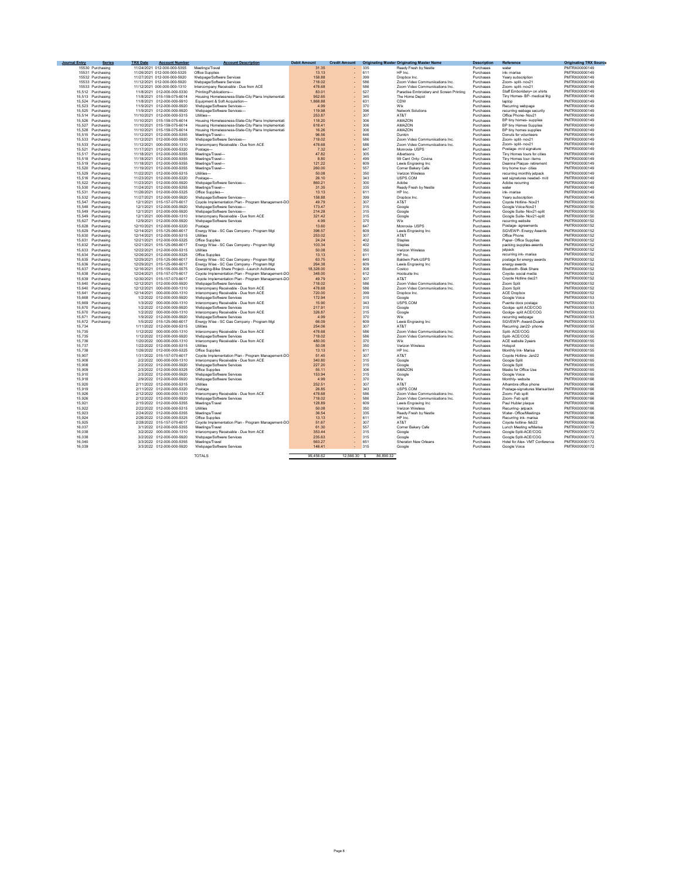| Journal Entry | Series | TRX Date | Account Number | Account Description | Debit Amount | Credit Amount | Originating Master | Originating Master Name | Description | Reference | Originating TRX Source |
|---|---|---|---|---|---|---|---|---|---|---|---|
| 15530 | Purchasing | 11/24/2021 | 012-000-000-5355 | Meetings/Travel | 31.35 | - | 335 | Ready Fresh by Nestle | Purchases | water | PMTRX00000149 |
| 15531 | Purchasing | 11/26/2021 | 012-000-000-5325 | Office Supplies | 13.13 | - | 611 | HP Inc. | Purchases | ink- marisa | PMTRX00000149 |
| 15532 | Purchasing | 11/27/2021 | 012-000-000-5920 | Webpage/Software Services | 158.88 | - | 399 | Dropbox Inc. | Purchases | Yeary subscription | PMTRX00000149 |
| 15533 | Purchasing | 11/12/2021 | 012-000-000-5920 | Webpage/Software Services | 718.02 | - | 586 | Zoom Video Communications Inc. | Purchases | Zoom- split- nov21 | PMTRX00000149 |
| 15533 | Purchasing | 11/12/2021 | 000-000-000-1310 | Intercompany Receivable - Due from ACE | 478.68 | - | 586 | Zoom Video Communications Inc. | Purchases | Zoom- split- nov21 | PMTRX00000149 |
| 15,512 | Purchasing | 11/8/2021 | 012-000-000-5330 | Printing/Publications--- | 83.01 | - | 527 | Paradise Embroidery and Screen Printing | Purchases | Staff Embroidery= on shirts | PMTRX00000149 |
| 15,513 | Purchasing | 11/8/2021 | 015-159-075-6014 | Housing Homelessness-State-City Plans Implementati | 952.65 | - | 345 | The Home Depot | Purchases | Tiny Homes- BP- medical frig | PMTRX00000149 |
| 15,524 | Purchasing | 11/8/2021 | 012-000-000-5910 | Equipment & Soft Acquisition--- | 1,868.88 | - | 631 | CDW | Purchases | laptop | PMTRX00000149 |
| 15,523 | Purchasing | 11/9/2021 | 012-000-000-5920 | Webpage/Software Services--- | 4.99 | - | 370 | Wix | Purchases | Recurring webpage | PMTRX00000149 |
| 15,525 | Purchasing | 11/9/2021 | 012-000-000-5920 | Webpage/Software Services--- | 119.98 | - | 396 | Network Solutions | Purchases | recurring webage security | PMTRX00000149 |
| 15,514 | Purchasing | 11/10/2021 | 012-000-000-5315 | Utilities--- | 253.87 | - | 307 | AT&T | Purchases | Office Phone- Nov21 | PMTRX00000149 |
| 15,526 | Purchasing | 11/10/2021 | 015-159-075-6014 | Housing Homelessness-State-City Plans Implementati | 118.20 | - | 306 | AMAZON | Purchases | BP tiny homes- supplies | PMTRX00000149 |
| 15,527 | Purchasing | 11/10/2021 | 015-159-075-6014 | Housing Homelessness-State-City Plans Implementati | 618.41 | - | 306 | AMAZON | Purchases | BP tiny Homes Supplies | PMTRX00000149 |
| 15,528 | Purchasing | 11/10/2021 | 015-159-075-6014 | Housing Homelessness-State-City Plans Implementati | 16.26 | - | 306 | AMAZON | Purchases | BP tiny homes supplies | PMTRX00000149 |
| 15,515 | Purchasing | 11/12/2021 | 012-000-000-5355 | Meetings/Travel--- | 96.56 | - | 646 | Dunkin | Purchases | Donuts for volunteers | PMTRX00000149 |
| 15,533 | Purchasing | 11/12/2021 | 012-000-000-5920 | Webpage/Software Services--- | 718.02 | - | 586 | Zoom Video Communications Inc. | Purchases | Zoom- split- nov21 | PMTRX00000149 |
| 15,533 | Purchasing | 11/12/2021 | 000-000-000-1310 | Intercompany Receivable - Due from ACE | 478.68 | - | 586 | Zoom Video Communications Inc. | Purchases | Zoom- split- nov21 | PMTRX00000149 |
| 15,521 | Purchasing | 11/17/2021 | 012-000-000-5320 | Postage--- | 7.32 | - | 647 | Monrovia- USPS | Purchases | Postage- m/d signature | PMTRX00000149 |
| 15,517 | Purchasing | 11/18/2021 | 012-000-000-5355 | Meetings/Travel--- | 47.82 | - | 305 | Albertsons | Purchases | Tiny Homes tours for cities | PMTRX00000149 |
| 15,518 | Purchasing | 11/18/2021 | 012-000-000-5355 | Meetings/Travel--- | 8.80 | - | 499 | 99 Cent Only- Covina | Purchases | Tiny Homes tour- items | PMTRX00000149 |
| 15,519 | Purchasing | 11/18/2021 | 012-000-000-5355 | Meetings/Travel--- | 121.22 | - | 609 | Lewis Engraving Inc | Purchases | Deanna Plaque- retirement | PMTRX00000149 |
| 15,520 | Purchasing | 11/19/2021 | 012-000-000-5355 | Meetings/Travel--- | 260.00 | - | 557 | Corner Bakery Cafe | Purchases | tiny home tour- cities | PMTRX00000149 |
| 15,529 | Purchasing | 11/22/2021 | 012-000-000-5315 | Utilities--- | 50.08 | - | 350 | Verizon Wireless | Purchases | recurring monthly jetpack | PMTRX00000149 |
| 15,516 | Purchasing | 11/23/2021 | 012-000-000-5320 | Postage--- | 26.10 | - | 343 | USPS.COM | Purchases | wet signatures needed- m/d | PMTRX00000149 |
| 15,522 | Purchasing | 11/23/2021 | 012-000-000-5920 | Webpage/Software Services--- | 860.21 | - | 300 | Adobe | Purchases | Adobe recurring | PMTRX00000149 |
| 15,530 | Purchasing | 11/24/2021 | 012-000-000-5355 | Meetings/Travel--- | 31.35 | - | 335 | Ready Fresh by Nestle | Purchases | water | PMTRX00000149 |
| 15,531 | Purchasing | 11/26/2021 | 012-000-000-5325 | Office Supplies--- | 13.13 | - | 611 | HP Inc. | Purchases | ink- marisa | PMTRX00000149 |
| 15,532 | Purchasing | 11/27/2021 | 012-000-000-5920 | Webpage/Software Services--- | 158.88 | - | 399 | Dropbox Inc. | Purchases | Yeary subscription | PMTRX00000149 |
| 15,547 | Purchasing | 12/1/2021 | 015-157-070-6017 | Coyote Implementation Plan - Program Management-DO | 49.79 | - | 307 | AT&T | Purchases | Coyote Hotline- Nov21 | PMTRX00000150 |
| 15,548 | Purchasing | 12/1/2021 | 012-000-000-5920 | Webpage/Software Services--- | 173.47 | - | 315 | Google | Purchases | Google Voice-Nov21 | PMTRX00000150 |
| 15,549 | Purchasing | 12/1/2021 | 012-000-000-5920 | Webpage/Software Services--- | 214.28 | - | 315 | Google | Purchases | Google Suite- Nov21-split | PMTRX00000150 |
| 15,549 | Purchasing | 12/1/2021 | 000-000-000-1310 | Intercompany Receivable - Due from ACE | 321.42 | - | 315 | Google | Purchases | Google Suite- Nov21-split | PMTRX00000150 |
| 15,627 | Purchasing | 12/9/2021 | 012-000-000-5920 | Webpage/Software Services | 4.99 | - | 370 | Wix | Purchases | recurring website | PMTRX00000152 |
| 15,628 | Purchasing | 12/10/2021 | 012-000-000-5320 | Postage | 13.60 | - | 647 | Monrovia- USPS | Purchases | Postage- agreements | PMTRX00000152 |
| 15,629 | Purchasing | 12/14/2021 | 015-125-060-6017 | Energy Wise - SC Gas Company - Program Mgt | 396.57 | - | 609 | Lewis Engraving Inc | Purchases | SGVEWP- Energy Awards | PMTRX00000152 |
| 15,630 | Purchasing | 12/14/2021 | 012-000-000-5315 | Utilities | 253.02 | - | 307 | AT&T | Purchases | Office Phone | PMTRX00000152 |
| 15,631 | Purchasing | 12/21/2021 | 012-000-000-5325 | Office Supplies | 24.24 | - | 402 | Staples | Purchases | Paper- Office Supplies | PMTRX00000152 |
| 15,632 | Purchasing | 12/21/2021 | 015-125-060-6017 | Energy Wise - SC Gas Company - Program Mgt | 103.34 | - | 402 | Staples | Purchases | packing supplies-awards | PMTRX00000152 |
| 15,633 | Purchasing | 12/22/2021 | 012-000-000-5315 | Utilities | 50.08 | - | 350 | Verizon Wireless | Purchases | jetpack | PMTRX00000152 |
| 15,634 | Purchasing | 12/26/2021 | 012-000-000-5325 | Office Supplies | 13.13 | - | 611 | HP Inc. | Purchases | recurring ink- marisa | PMTRX00000152 |
| 15,635 | Purchasing | 12/29/2021 | 015-125-060-6017 | Energy Wise - SC Gas Company - Program Mgt | 63.75 | - | 649 | Baldwin Park-USPS | Purchases | postage for energy awards | PMTRX00000152 |
| 15,636 | Purchasing | 12/29/2021 | 015-125-060-6017 | Energy Wise - SC Gas Company - Program Mgt | 264.38 | - | 609 | Lewis Engraving Inc | Purchases | energy awards | PMTRX00000152 |
| 15,637 | Purchasing | 12/16/2021 | 015-155-000-5575 | Operating-Bike Share Project- -Launch Activities | 18,328.00 | - | 308 | Costco | Purchases | Bluetooth- Biek Share | PMTRX00000152 |
| 15,638 | Purchasing | 12/24/2021 | 015-157-070-6017 | Coyote Implementation Plan - Program Management-DO | 348.00 | - | 612 | Hootsuite Inc | Purchases | Coyote- social media | PMTRX00000152 |
| 15,639 | Purchasing | 12/30/2021 | 015-157-070-6017 | Coyote Implementation Plan - Program Management-DO | 49.79 | - | 307 | AT&T | Purchases | Coyote Hotline dec21 | PMTRX00000152 |
| 15,640 | Purchasing | 12/12/2021 | 012-000-000-5920 | Webpage/Software Services | 718.02 | - | 586 | Zoom Video Communications Inc. | Purchases | Zoom Split | PMTRX00000152 |
| 15,640 | Purchasing | 12/12/2021 | 000-000-000-1310 | Intercompany Receivable - Due from ACE | 478.68 | - | 586 | Zoom Video Communications Inc. | Purchases | Zoom Split | PMTRX00000152 |
| 15,641 | Purchasing | 12/14/2021 | 000-000-000-1310 | Intercompany Receivable - Due from ACE | 720.00 | - | 399 | Dropbox Inc. | Purchases | ACE Dropbox | PMTRX00000152 |
| 15,668 | Purchasing | 1/2/2022 | 012-000-000-5920 | Webpage/Software Services | 172.94 | - | 315 | Google | Purchases | Google Voice | PMTRX00000153 |
| 15,669 | Purchasing | 1/3/2022 | 000-000-000-1310 | Intercompany Receivable - Due from ACE | 15.90 | - | 343 | USPS.COM | Purchases | Puente docs postage | PMTRX00000153 |
| 15,670 | Purchasing | 1/2/2022 | 012-000-000-5920 | Webpage/Software Services | 217.91 | - | 315 | Google | Purchases | Goolge- split ACE/COG | PMTRX00000153 |
| 15,670 | Purchasing | 1/2/2022 | 000-000-000-1310 | Intercompany Receivable - Due from ACE | 326.87 | - | 315 | Google | Purchases | Goolge- split ACE/COG | PMTRX00000153 |
| 15,671 | Purchasing | 1/9/2022 | 012-000-000-5920 | Webpage/Software Services | 4.99 | - | 370 | Wix | Purchases | recurring webpage | PMTRX00000153 |
| 15,672 | Purchasing | 1/5/2022 | 015-125-060-6017 | Energy Wise - SC Gas Company - Program Mgt | 66.09 | - | 609 | Lewis Engraving Inc | Purchases | SGVEWP- Award-Duarte | PMTRX00000153 |
| 15,734 | | 1/11/2022 | 012-000-000-5315 | Utilities | 254.06 | - | 307 | AT&T | Purchases | Recurring Jan22- phone | PMTRX00000155 |
| 15,735 | | 1/12/2022 | 000-000-000-1310 | Intercompany Receivable - Due from ACE | 478.68 | - | 586 | Zoom Video Communications Inc. | Purchases | Split- ACE/COG | PMTRX00000155 |
| 15,735 | | 1/12/2022 | 012-000-000-5920 | Webpage/Software Services | 718.02 | - | 586 | Zoom Video Communications Inc. | Purchases | Split- ACE/COG | PMTRX00000155 |
| 15,736 | | 1/20/2022 | 000-000-000-1310 | Intercompany Receivable - Due from ACE | 480.00 | - | 370 | Wix | Purchases | ACE website 2years | PMTRX00000155 |
| 15,737 | | 1/22/2022 | 012-000-000-5315 | Utilities | 50.08 | - | 350 | Verizon Wireless | Purchases | Hotspot | PMTRX00000155 |
| 15,738 | | 1/26/2022 | 012-000-000-5325 | Office Supplies | 13.13 | - | 611 | HP Inc. | Purchases | Monthly Ink- Marisa | PMTRX00000155 |
| 15,907 | | 1/31/2022 | 015-157-070-6017 | Coyote Implementation Plan - Program Management-DO | 51.45 | - | 307 | AT&T | Purchases | Coyote Hotline- Jan22 | PMTRX00000165 |
| 15,908 | | 2/2/2022 | 000-000-000-1310 | Intercompany Receivable - Due from ACE | 340.80 | - | 315 | Google | Purchases | Google Split | PMTRX00000165 |
| 15,908 | | 2/2/2022 | 012-000-000-5920 | Webpage/Software Services | 227.20 | - | 315 | Google | Purchases | Google Split | PMTRX00000165 |
| 15,909 | | 2/3/2022 | 012-000-000-5325 | Office Supplies | 55.11 | - | 306 | AMAZON | Purchases | Masks for Office Use | PMTRX00000165 |
| 15,910 | | 2/3/2022 | 012-000-000-5920 | Webpage/Software Services | 153.94 | - | 315 | Google | Purchases | Google Voice | PMTRX00000165 |
| 15,918 | | 2/9/2022 | 012-000-000-5920 | Webpage/Software Services | 4.99 | - | 370 | Wix | Purchases | Monthly- website | PMTRX00000166 |
| 15,920 | | 2/11/2022 | 012-000-000-5315 | Utilities | 252.51 | - | 307 | AT&T | Purchases | Alhambra office phone | PMTRX00000166 |
| 15,919 | | 2/11/2022 | 012-000-000-5320 | Postage | 26.85 | - | 343 | USPS.COM | Purchases | Postage-signatures Marisa/davi | PMTRX00000166 |
| 15,926 | | 2/12/2022 | 000-000-000-1310 | Intercompany Receivable - Due from ACE | 478.68 | - | 586 | Zoom Video Communications Inc. | Purchases | Zoom- Feb split | PMTRX00000166 |
| 15,926 | | 2/12/2022 | 012-000-000-5920 | Webpage/Software Services | 718.02 | - | 586 | Zoom Video Communications Inc. | Purchases | Zoom- Feb split | PMTRX00000166 |
| 15,921 | | 2/15/2022 | 012-000-000-5355 | Meetings/Travel | 128.89 | - | 609 | Lewis Engraving Inc | Purchases | Paul Hubler plaque | PMTRX00000166 |
| 15,922 | | 2/22/2022 | 012-000-000-5315 | Utilities | 50.08 | - | 350 | Verizon Wireless | Purchases | Recurring- jetpack | PMTRX00000166 |
| 15,923 | | 2/24/2022 | 012-000-000-5355 | Meetings/Travel | 36.54 | - | 335 | Ready Fresh by Nestle | Purchases | Water- Office/Meetings | PMTRX00000166 |
| 15,924 | | 2/26/2022 | 012-000-000-5325 | Office Supplies | 13.13 | - | 611 | HP Inc. | Purchases | Recurring ink- marisa | PMTRX00000166 |
| 15,925 | | 2/28/2022 | 015-157-070-6017 | Coyote Implementation Plan - Program Management-DO | 51.67 | - | 307 | AT&T | Purchases | Coyote hotline- feb22 | PMTRX00000166 |
| 16,037 | | 3/1/2022 | 012-000-000-5355 | Meetings/Travel | 61.30 | - | 557 | Corner Bakery Cafe | Purchases | Lunch Meeting w/Marisa | PMTRX00000172 |
| 16,038 | | 3/2/2022 | 000-000-000-1310 | Intercompany Receivable - Due from ACE | 353.44 | - | 315 | Google | Purchases | Google Split-ACE/COG | PMTRX00000172 |
| 16,038 | | 3/2/2022 | 012-000-000-5920 | Webpage/Software Services | 235.63 | - | 315 | Google | Purchases | Google Split-ACE/COG | PMTRX00000172 |
| 16,040 | | 3/3/2022 | 012-000-000-5355 | Meetings/Travel | 563.27 | - | 651 | Sheraton New Orleans | Purchases | Hotel for Alex- VMT Conference | PMTRX00000172 |
| 16,039 | | 3/3/2022 | 012-000-000-5920 | Webpage/Software Services | 146.41 | - | 315 | Google | Purchases | Google Voice | PMTRX00000172 |
| | | | | TOTALS | 99,456.62 | 12,566.30 | $ 86,890.32 | | | | |